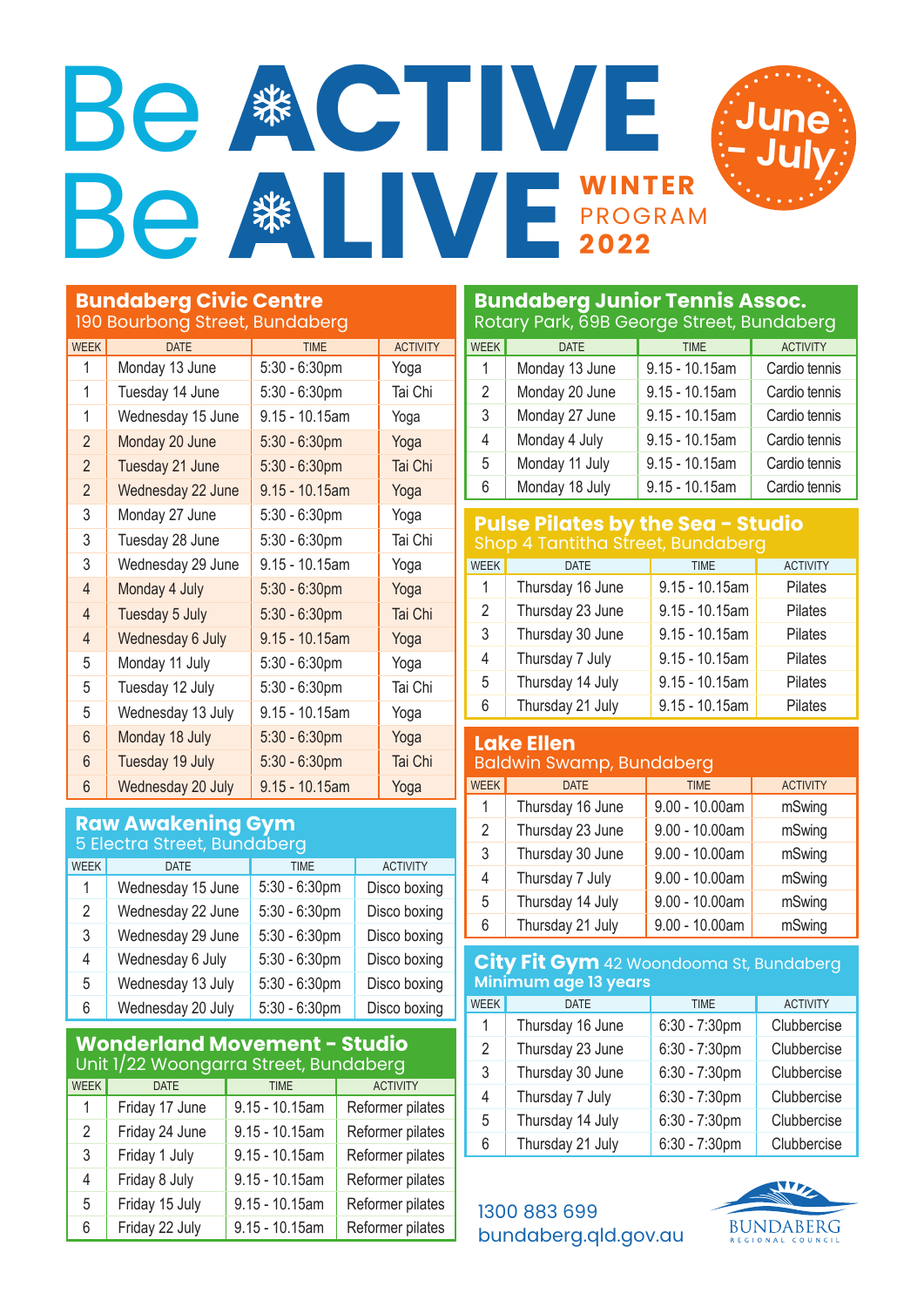# Be ACTIVE Be ALIVE

**WINTER PROGRAM 2022**

**June – July**

## Bundaberg Civic Centre
190 Bourbong Street, Bundaberg

| WEEK | DATE | TIME | ACTIVITY |
|---|---|---|---|
| 1 | Monday 13 June | 5:30 - 6:30pm | Yoga |
| 1 | Tuesday 14 June | 5:30 - 6:30pm | Tai Chi |
| 1 | Wednesday 15 June | 9.15 - 10.15am | Yoga |
| 2 | Monday 20 June | 5:30 - 6:30pm | Yoga |
| 2 | Tuesday 21 June | 5:30 - 6:30pm | Tai Chi |
| 2 | Wednesday 22 June | 9.15 - 10.15am | Yoga |
| 3 | Monday 27 June | 5:30 - 6:30pm | Yoga |
| 3 | Tuesday 28 June | 5:30 - 6:30pm | Tai Chi |
| 3 | Wednesday 29 June | 9.15 - 10.15am | Yoga |
| 4 | Monday 4 July | 5:30 - 6:30pm | Yoga |
| 4 | Tuesday 5 July | 5:30 - 6:30pm | Tai Chi |
| 4 | Wednesday 6 July | 9.15 - 10.15am | Yoga |
| 5 | Monday 11 July | 5:30 - 6:30pm | Yoga |
| 5 | Tuesday 12 July | 5:30 - 6:30pm | Tai Chi |
| 5 | Wednesday 13 July | 9.15 - 10.15am | Yoga |
| 6 | Monday 18 July | 5:30 - 6:30pm | Yoga |
| 6 | Tuesday 19 July | 5:30 - 6:30pm | Tai Chi |
| 6 | Wednesday 20 July | 9.15 - 10.15am | Yoga |

## Raw Awakening Gym
5 Electra Street, Bundaberg

| WEEK | DATE | TIME | ACTIVITY |
|---|---|---|---|
| 1 | Wednesday 15 June | 5:30 - 6:30pm | Disco boxing |
| 2 | Wednesday 22 June | 5:30 - 6:30pm | Disco boxing |
| 3 | Wednesday 29 June | 5:30 - 6:30pm | Disco boxing |
| 4 | Wednesday 6 July | 5:30 - 6:30pm | Disco boxing |
| 5 | Wednesday 13 July | 5:30 - 6:30pm | Disco boxing |
| 6 | Wednesday 20 July | 5:30 - 6:30pm | Disco boxing |

## Wonderland Movement - Studio
Unit 1/22 Woongarra Street, Bundaberg

| WEEK | DATE | TIME | ACTIVITY |
|---|---|---|---|
| 1 | Friday 17 June | 9.15 - 10.15am | Reformer pilates |
| 2 | Friday 24 June | 9.15 - 10.15am | Reformer pilates |
| 3 | Friday 1 July | 9.15 - 10.15am | Reformer pilates |
| 4 | Friday 8 July | 9.15 - 10.15am | Reformer pilates |
| 5 | Friday 15 July | 9.15 - 10.15am | Reformer pilates |
| 6 | Friday 22 July | 9.15 - 10.15am | Reformer pilates |

## Bundaberg Junior Tennis Assoc.
Rotary Park, 69B George Street, Bundaberg

| WEEK | DATE | TIME | ACTIVITY |
|---|---|---|---|
| 1 | Monday 13 June | 9.15 - 10.15am | Cardio tennis |
| 2 | Monday 20 June | 9.15 - 10.15am | Cardio tennis |
| 3 | Monday 27 June | 9.15 - 10.15am | Cardio tennis |
| 4 | Monday 4 July | 9.15 - 10.15am | Cardio tennis |
| 5 | Monday 11 July | 9.15 - 10.15am | Cardio tennis |
| 6 | Monday 18 July | 9.15 - 10.15am | Cardio tennis |

## Pulse Pilates by the Sea - Studio
Shop 4 Tantitha Street, Bundaberg

| WEEK | DATE | TIME | ACTIVITY |
|---|---|---|---|
| 1 | Thursday 16 June | 9.15 - 10.15am | Pilates |
| 2 | Thursday 23 June | 9.15 - 10.15am | Pilates |
| 3 | Thursday 30 June | 9.15 - 10.15am | Pilates |
| 4 | Thursday 7 July | 9.15 - 10.15am | Pilates |
| 5 | Thursday 14 July | 9.15 - 10.15am | Pilates |
| 6 | Thursday 21 July | 9.15 - 10.15am | Pilates |

## Lake Ellen
Baldwin Swamp, Bundaberg

| WEEK | DATE | TIME | ACTIVITY |
|---|---|---|---|
| 1 | Thursday 16 June | 9.00 - 10.00am | mSwing |
| 2 | Thursday 23 June | 9.00 - 10.00am | mSwing |
| 3 | Thursday 30 June | 9.00 - 10.00am | mSwing |
| 4 | Thursday 7 July | 9.00 - 10.00am | mSwing |
| 5 | Thursday 14 July | 9.00 - 10.00am | mSwing |
| 6 | Thursday 21 July | 9.00 - 10.00am | mSwing |

## City Fit Gym 42 Woondooma St, Bundaberg
**Minimum age 13 years**

| WEEK | DATE | TIME | ACTIVITY |
|---|---|---|---|
| 1 | Thursday 16 June | 6:30 - 7:30pm | Clubbercise |
| 2 | Thursday 23 June | 6:30 - 7:30pm | Clubbercise |
| 3 | Thursday 30 June | 6:30 - 7:30pm | Clubbercise |
| 4 | Thursday 7 July | 6:30 - 7:30pm | Clubbercise |
| 5 | Thursday 14 July | 6:30 - 7:30pm | Clubbercise |
| 6 | Thursday 21 July | 6:30 - 7:30pm | Clubbercise |

1300 883 699
bundaberg.qld.gov.au

BUNDABERG REGIONAL COUNCIL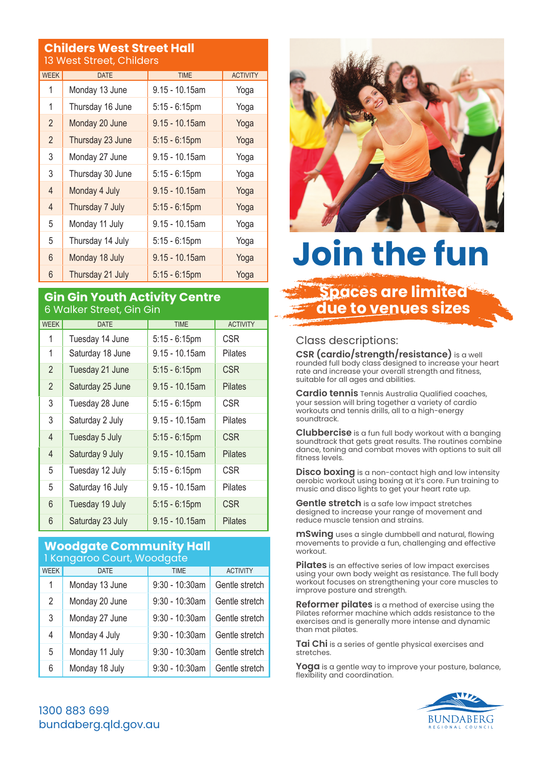## Childers West Street Hall

13 West Street, Childers

| WEEK | DATE | TIME | ACTIVITY |
|---|---|---|---|
| 1 | Monday 13 June | 9.15 - 10.15am | Yoga |
| 1 | Thursday 16 June | 5:15 - 6:15pm | Yoga |
| 2 | Monday 20 June | 9.15 - 10.15am | Yoga |
| 2 | Thursday 23 June | 5:15 - 6:15pm | Yoga |
| 3 | Monday 27 June | 9.15 - 10.15am | Yoga |
| 3 | Thursday 30 June | 5:15 - 6:15pm | Yoga |
| 4 | Monday 4 July | 9.15 - 10.15am | Yoga |
| 4 | Thursday 7 July | 5:15 - 6:15pm | Yoga |
| 5 | Monday 11 July | 9.15 - 10.15am | Yoga |
| 5 | Thursday 14 July | 5:15 - 6:15pm | Yoga |
| 6 | Monday 18 July | 9.15 - 10.15am | Yoga |
| 6 | Thursday 21 July | 5:15 - 6:15pm | Yoga |

## Gin Gin Youth Activity Centre

6 Walker Street, Gin Gin

| WEEK | DATE | TIME | ACTIVITY |
|---|---|---|---|
| 1 | Tuesday 14 June | 5:15 - 6:15pm | CSR |
| 1 | Saturday 18 June | 9.15 - 10.15am | Pilates |
| 2 | Tuesday 21 June | 5:15 - 6:15pm | CSR |
| 2 | Saturday 25 June | 9.15 - 10.15am | Pilates |
| 3 | Tuesday 28 June | 5:15 - 6:15pm | CSR |
| 3 | Saturday 2 July | 9.15 - 10.15am | Pilates |
| 4 | Tuesday 5 July | 5:15 - 6:15pm | CSR |
| 4 | Saturday 9 July | 9.15 - 10.15am | Pilates |
| 5 | Tuesday 12 July | 5:15 - 6:15pm | CSR |
| 5 | Saturday 16 July | 9.15 - 10.15am | Pilates |
| 6 | Tuesday 19 July | 5:15 - 6:15pm | CSR |
| 6 | Saturday 23 July | 9.15 - 10.15am | Pilates |

## Woodgate Community Hall

1 Kangaroo Court, Woodgate

| WEEK | DATE | TIME | ACTIVITY |
|---|---|---|---|
| 1 | Monday 13 June | 9:30 - 10:30am | Gentle stretch |
| 2 | Monday 20 June | 9:30 - 10:30am | Gentle stretch |
| 3 | Monday 27 June | 9:30 - 10:30am | Gentle stretch |
| 4 | Monday 4 July | 9:30 - 10:30am | Gentle stretch |
| 5 | Monday 11 July | 9:30 - 10:30am | Gentle stretch |
| 6 | Monday 18 July | 9:30 - 10:30am | Gentle stretch |

# Join the fun

**Spaces are limited due to venues sizes**

## Class descriptions:

**CSR (cardio/strength/resistance)** is a well rounded full body class designed to increase your heart rate and increase your overall strength and fitness, suitable for all ages and abilities.

**Cardio tennis** Tennis Australia Qualified coaches, your session will bring together a variety of cardio workouts and tennis drills, all to a high-energy soundtrack.

**Clubbercise** is a fun full body workout with a banging soundtrack that gets great results. The routines combine dance, toning and combat moves with options to suit all fitness levels.

**Disco boxing** is a non-contact high and low intensity aerobic workout using boxing at it's core. Fun training to music and disco lights to get your heart rate up.

**Gentle stretch** is a safe low impact stretches designed to increase your range of movement and reduce muscle tension and strains.

**mSwing** uses a single dumbbell and natural, flowing movements to provide a fun, challenging and effective workout.

**Pilates** is an effective series of low impact exercises using your own body weight as resistance. The full body workout focuses on strengthening your core muscles to improve posture and strength.

**Reformer pilates** is a method of exercise using the Pilates reformer machine which adds resistance to the exercises and is generally more intense and dynamic than mat pilates.

**Tai Chi** is a series of gentle physical exercises and stretches.

**Yoga** is a gentle way to improve your posture, balance, flexibility and coordination.

1300 883 699
bundaberg.qld.gov.au

BUNDABERG REGIONAL COUNCIL